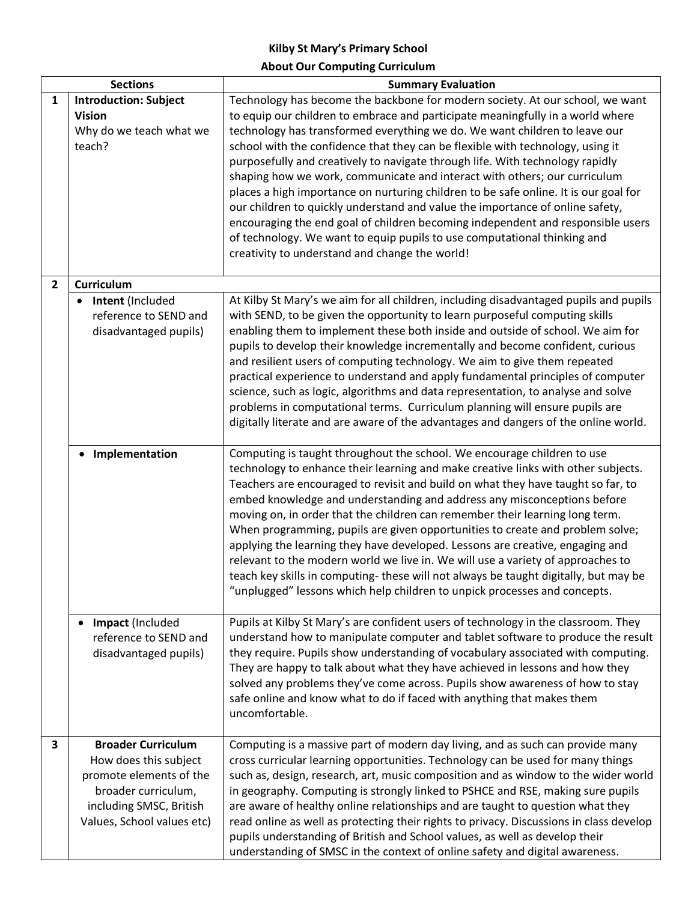# Kilby St Mary's Primary School

## About Our Computing Curriculum

| | Sections | Summary Evaluation |
|---|---|---|
| **1** | **Introduction: Subject Vision** Why do we teach what we teach? | Technology has become the backbone for modern society. At our school, we want to equip our children to embrace and participate meaningfully in a world where technology has transformed everything we do. We want children to leave our school with the confidence that they can be flexible with technology, using it purposefully and creatively to navigate through life. With technology rapidly shaping how we work, communicate and interact with others; our curriculum places a high importance on nurturing children to be safe online. It is our goal for our children to quickly understand and value the importance of online safety, encouraging the end goal of children becoming independent and responsible users of technology. We want to equip pupils to use computational thinking and creativity to understand and change the world! |
| **2** | **Curriculum** | |
| | • **Intent** (Included reference to SEND and disadvantaged pupils) | At Kilby St Mary's we aim for all children, including disadvantaged pupils and pupils with SEND, to be given the opportunity to learn purposeful computing skills enabling them to implement these both inside and outside of school. We aim for pupils to develop their knowledge incrementally and become confident, curious and resilient users of computing technology. We aim to give them repeated practical experience to understand and apply fundamental principles of computer science, such as logic, algorithms and data representation, to analyse and solve problems in computational terms. Curriculum planning will ensure pupils are digitally literate and are aware of the advantages and dangers of the online world. |
| | • **Implementation** | Computing is taught throughout the school. We encourage children to use technology to enhance their learning and make creative links with other subjects. Teachers are encouraged to revisit and build on what they have taught so far, to embed knowledge and understanding and address any misconceptions before moving on, in order that the children can remember their learning long term. When programming, pupils are given opportunities to create and problem solve; applying the learning they have developed. Lessons are creative, engaging and relevant to the modern world we live in. We will use a variety of approaches to teach key skills in computing- these will not always be taught digitally, but may be "unplugged" lessons which help children to unpick processes and concepts. |
| | • **Impact** (Included reference to SEND and disadvantaged pupils) | Pupils at Kilby St Mary's are confident users of technology in the classroom. They understand how to manipulate computer and tablet software to produce the result they require. Pupils show understanding of vocabulary associated with computing. They are happy to talk about what they have achieved in lessons and how they solved any problems they've come across. Pupils show awareness of how to stay safe online and know what to do if faced with anything that makes them uncomfortable. |
| **3** | **Broader Curriculum** How does this subject promote elements of the broader curriculum, including SMSC, British Values, School values etc) | Computing is a massive part of modern day living, and as such can provide many cross curricular learning opportunities. Technology can be used for many things such as, design, research, art, music composition and as window to the wider world in geography. Computing is strongly linked to PSHCE and RSE, making sure pupils are aware of healthy online relationships and are taught to question what they read online as well as protecting their rights to privacy. Discussions in class develop pupils understanding of British and School values, as well as develop their understanding of SMSC in the context of online safety and digital awareness. |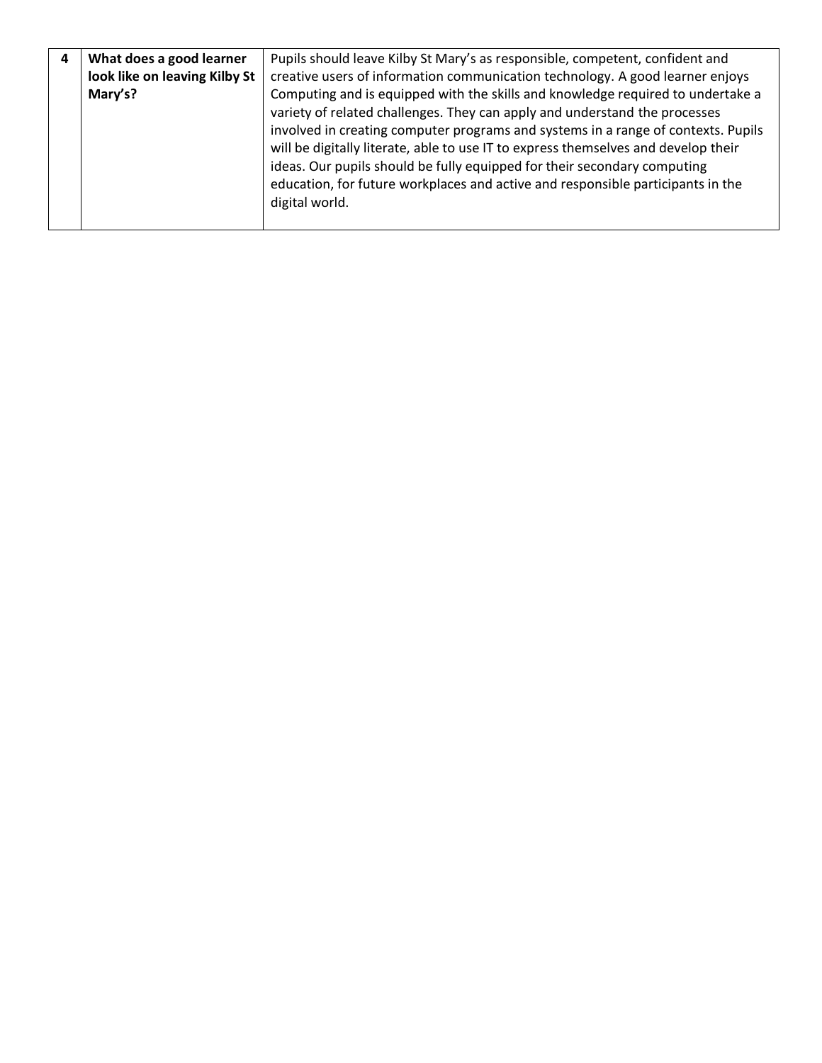| | | |
|---|---|---|
| 4 | **What does a good learner look like on leaving Kilby St Mary's?** | Pupils should leave Kilby St Mary's as responsible, competent, confident and creative users of information communication technology. A good learner enjoys Computing and is equipped with the skills and knowledge required to undertake a variety of related challenges. They can apply and understand the processes involved in creating computer programs and systems in a range of contexts. Pupils will be digitally literate, able to use IT to express themselves and develop their ideas. Our pupils should be fully equipped for their secondary computing education, for future workplaces and active and responsible participants in the digital world. |